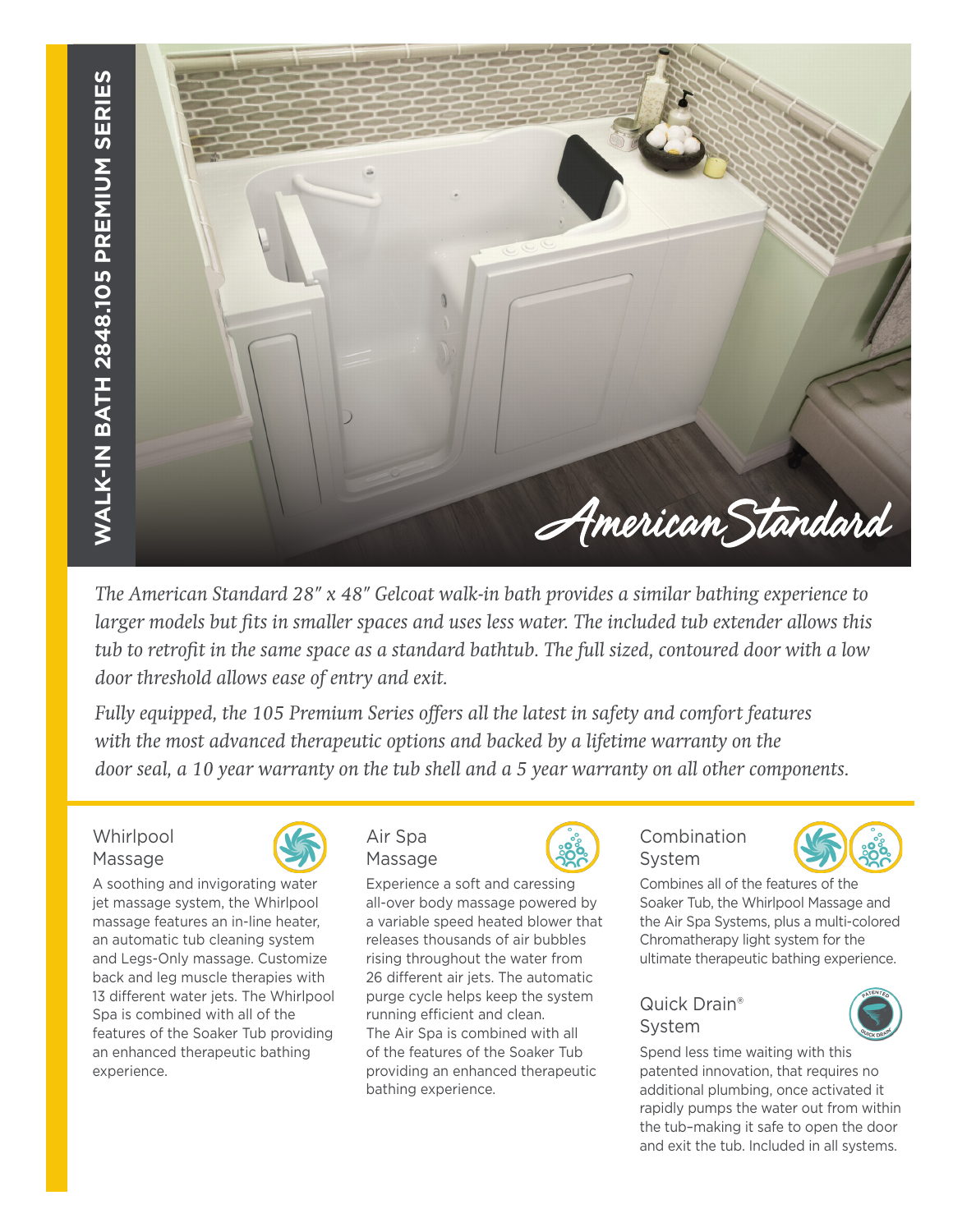# WALK-IN BATH 2848.105 PREMIUM SERIES

American Standard

*The American Standard 28" x 48" Gelcoat walk-in bath provides a similar bathing experience to larger models but fits in smaller spaces and uses less water. The included tub extender allows this tub to retrofit in the same space as a standard bathtub. The full sized, contoured door with a low door threshold allows ease of entry and exit.*

*Fully equipped, the 105 Premium Series offers all the latest in safety and comfort features with the most advanced therapeutic options and backed by a lifetime warranty on the door seal, a 10 year warranty on the tub shell and a 5 year warranty on all other components.*

## Whirlpool Massage

A soothing and invigorating water jet massage system, the Whirlpool massage features an in-line heater, an automatic tub cleaning system and Legs-Only massage. Customize back and leg muscle therapies with 13 different water jets. The Whirlpool Spa is combined with all of the features of the Soaker Tub providing an enhanced therapeutic bathing experience.

## Air Spa Massage

Experience a soft and caressing all-over body massage powered by a variable speed heated blower that releases thousands of air bubbles rising throughout the water from 26 different air jets. The automatic purge cycle helps keep the system running efficient and clean. The Air Spa is combined with all of the features of the Soaker Tub providing an enhanced therapeutic bathing experience.

## Combination System

Combines all of the features of the Soaker Tub, the Whirlpool Massage and the Air Spa Systems, plus a multi-colored Chromatherapy light system for the ultimate therapeutic bathing experience.

## Quick Drain® System

Spend less time waiting with this patented innovation, that requires no additional plumbing, once activated it rapidly pumps the water out from within the tub–making it safe to open the door and exit the tub. Included in all systems.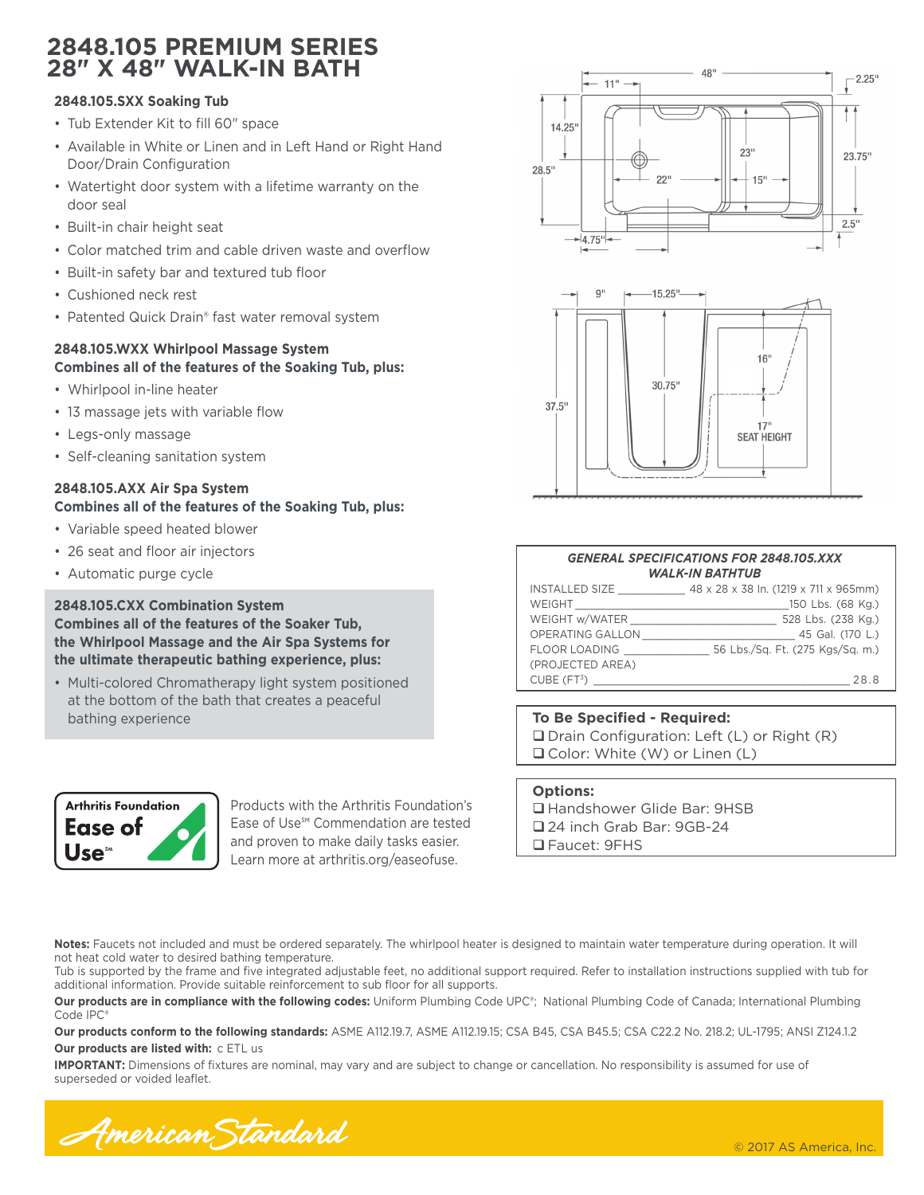# 2848.105 PREMIUM SERIES 28" X 48" WALK-IN BATH

### 2848.105.SXX Soaking Tub

- Tub Extender Kit to fill 60" space
- Available in White or Linen and in Left Hand or Right Hand Door/Drain Configuration
- Watertight door system with a lifetime warranty on the door seal
- Built-in chair height seat
- Color matched trim and cable driven waste and overflow
- Built-in safety bar and textured tub floor
- Cushioned neck rest
- Patented Quick Drain® fast water removal system

### 2848.105.WXX Whirlpool Massage System
**Combines all of the features of the Soaking Tub, plus:**

- Whirlpool in-line heater
- 13 massage jets with variable flow
- Legs-only massage
- Self-cleaning sanitation system

### 2848.105.AXX Air Spa System
**Combines all of the features of the Soaking Tub, plus:**

- Variable speed heated blower
- 26 seat and floor air injectors
- Automatic purge cycle

### 2848.105.CXX Combination System
**Combines all of the features of the Soaker Tub, the Whirlpool Massage and the Air Spa Systems for the ultimate therapeutic bathing experience, plus:**

- Multi-colored Chromatherapy light system positioned at the bottom of the bath that creates a peaceful bathing experience

Arthritis Foundation Ease of Use℠

Products with the Arthritis Foundation's Ease of Use℠ Commendation are tested and proven to make daily tasks easier. Learn more at arthritis.org/easeofuse.

48"
11"
2.25"
14.25"
28.5"
23"
23.75"
22"
15"
2.5"
4.75"

9"
15.25"
16"
30.75"
37.5"
17"
SEAT HEIGHT

| GENERAL SPECIFICATIONS FOR 2848.105.XXX WALK-IN BATHTUB | |
|---|---|
| INSTALLED SIZE | 48 x 28 x 38 In. (1219 x 711 x 965mm) |
| WEIGHT | 150 Lbs. (68 Kg.) |
| WEIGHT w/WATER | 528 Lbs. (238 Kg.) |
| OPERATING GALLON | 45 Gal. (170 L.) |
| FLOOR LOADING (PROJECTED AREA) | 56 Lbs./Sq. Ft. (275 Kgs/Sq. m.) |
| CUBE ($FT^3$) | 28.8 |

**To Be Specified - Required:**

- ❑ Drain Configuration: Left (L) or Right (R)
- ❑ Color: White (W) or Linen (L)

**Options:**

- ❑ Handshower Glide Bar: 9HSB
- ❑ 24 inch Grab Bar: 9GB-24
- ❑ Faucet: 9FHS

**Notes:** Faucets not included and must be ordered separately. The whirlpool heater is designed to maintain water temperature during operation. It will not heat cold water to desired bathing temperature.
Tub is supported by the frame and five integrated adjustable feet, no additional support required. Refer to installation instructions supplied with tub for additional information. Provide suitable reinforcement to sub floor for all supports.

**Our products are in compliance with the following codes:** Uniform Plumbing Code UPC®; National Plumbing Code of Canada; International Plumbing Code IPC®

**Our products conform to the following standards:** ASME A112.19.7, ASME A112.19.15; CSA B45, CSA B45.5; CSA C22.2 No. 218.2; UL-1795; ANSI Z124.1.2

**Our products are listed with:** c ETL us

**IMPORTANT:** Dimensions of fixtures are nominal, may vary and are subject to change or cancellation. No responsibility is assumed for use of superseded or voided leaflet.

American Standard

© 2017 AS America, Inc.